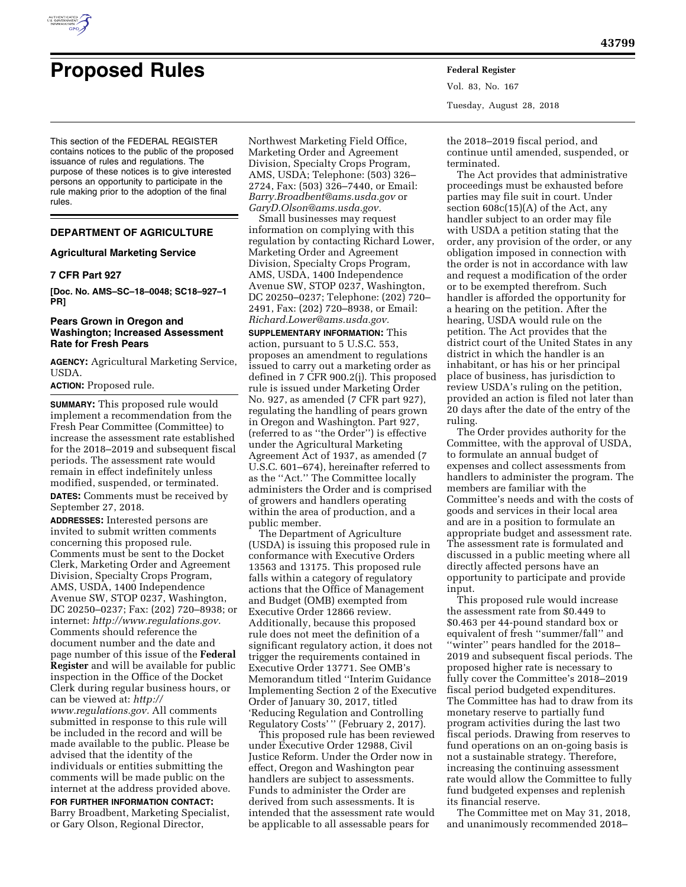# Proposed Rules

This section of the FEDERAL REGISTER contains notices to the public of the proposed issuance of rules and regulations. The purpose of these notices is to give interested persons an opportunity to participate in the rule making prior to the adoption of the final rules.

## DEPARTMENT OF AGRICULTURE

### Agricultural Marketing Service

### 7 CFR Part 927

**[Doc. No. AMS–SC–18–0048; SC18–927–1 PR]**

### Pears Grown in Oregon and Washington; Increased Assessment Rate for Fresh Pears

**AGENCY:** Agricultural Marketing Service, USDA.

**ACTION:** Proposed rule.

**SUMMARY:** This proposed rule would implement a recommendation from the Fresh Pear Committee (Committee) to increase the assessment rate established for the 2018–2019 and subsequent fiscal periods. The assessment rate would remain in effect indefinitely unless modified, suspended, or terminated.

**DATES:** Comments must be received by September 27, 2018.

**ADDRESSES:** Interested persons are invited to submit written comments concerning this proposed rule. Comments must be sent to the Docket Clerk, Marketing Order and Agreement Division, Specialty Crops Program, AMS, USDA, 1400 Independence Avenue SW, STOP 0237, Washington, DC 20250–0237; Fax: (202) 720–8938; or internet: *http://www.regulations.gov.* Comments should reference the document number and the date and page number of this issue of the **Federal Register** and will be available for public inspection in the Office of the Docket Clerk during regular business hours, or can be viewed at: *http://www.regulations.gov.* All comments submitted in response to this rule will be included in the record and will be made available to the public. Please be advised that the identity of the individuals or entities submitting the comments will be made public on the internet at the address provided above.

**FOR FURTHER INFORMATION CONTACT:** Barry Broadbent, Marketing Specialist, or Gary Olson, Regional Director, Northwest Marketing Field Office, Marketing Order and Agreement Division, Specialty Crops Program, AMS, USDA; Telephone: (503) 326–2724, Fax: (503) 326–7440, or Email: *Barry.Broadbent@ams.usda.gov* or *GaryD.Olson@ams.usda.gov.*

Small businesses may request information on complying with this regulation by contacting Richard Lower, Marketing Order and Agreement Division, Specialty Crops Program, AMS, USDA, 1400 Independence Avenue SW, STOP 0237, Washington, DC 20250–0237; Telephone: (202) 720–2491, Fax: (202) 720–8938, or Email: *Richard.Lower@ams.usda.gov.*

**SUPPLEMENTARY INFORMATION:** This action, pursuant to 5 U.S.C. 553, proposes an amendment to regulations issued to carry out a marketing order as defined in 7 CFR 900.2(j). This proposed rule is issued under Marketing Order No. 927, as amended (7 CFR part 927), regulating the handling of pears grown in Oregon and Washington. Part 927, (referred to as ''the Order'') is effective under the Agricultural Marketing Agreement Act of 1937, as amended (7 U.S.C. 601–674), hereinafter referred to as the ''Act.'' The Committee locally administers the Order and is comprised of growers and handlers operating within the area of production, and a public member.

The Department of Agriculture (USDA) is issuing this proposed rule in conformance with Executive Orders 13563 and 13175. This proposed rule falls within a category of regulatory actions that the Office of Management and Budget (OMB) exempted from Executive Order 12866 review. Additionally, because this proposed rule does not meet the definition of a significant regulatory action, it does not trigger the requirements contained in Executive Order 13771. See OMB's Memorandum titled ''Interim Guidance Implementing Section 2 of the Executive Order of January 30, 2017, titled 'Reducing Regulation and Controlling Regulatory Costs' '' (February 2, 2017).

This proposed rule has been reviewed under Executive Order 12988, Civil Justice Reform. Under the Order now in effect, Oregon and Washington pear handlers are subject to assessments. Funds to administer the Order are derived from such assessments. It is intended that the assessment rate would be applicable to all assessable pears for the 2018–2019 fiscal period, and continue until amended, suspended, or terminated.

The Act provides that administrative proceedings must be exhausted before parties may file suit in court. Under section 608c(15)(A) of the Act, any handler subject to an order may file with USDA a petition stating that the order, any provision of the order, or any obligation imposed in connection with the order is not in accordance with law and request a modification of the order or to be exempted therefrom. Such handler is afforded the opportunity for a hearing on the petition. After the hearing, USDA would rule on the petition. The Act provides that the district court of the United States in any district in which the handler is an inhabitant, or has his or her principal place of business, has jurisdiction to review USDA's ruling on the petition, provided an action is filed not later than 20 days after the date of the entry of the ruling.

The Order provides authority for the Committee, with the approval of USDA, to formulate an annual budget of expenses and collect assessments from handlers to administer the program. The members are familiar with the Committee's needs and with the costs of goods and services in their local area and are in a position to formulate an appropriate budget and assessment rate. The assessment rate is formulated and discussed in a public meeting where all directly affected persons have an opportunity to participate and provide input.

This proposed rule would increase the assessment rate from $0.449 to $0.463 per 44-pound standard box or equivalent of fresh ''summer/fall'' and ''winter'' pears handled for the 2018–2019 and subsequent fiscal periods. The proposed higher rate is necessary to fully cover the Committee's 2018–2019 fiscal period budgeted expenditures. The Committee has had to draw from its monetary reserve to partially fund program activities during the last two fiscal periods. Drawing from reserves to fund operations on an on-going basis is not a sustainable strategy. Therefore, increasing the continuing assessment rate would allow the Committee to fully fund budgeted expenses and replenish its financial reserve.

The Committee met on May 31, 2018, and unanimously recommended 2018–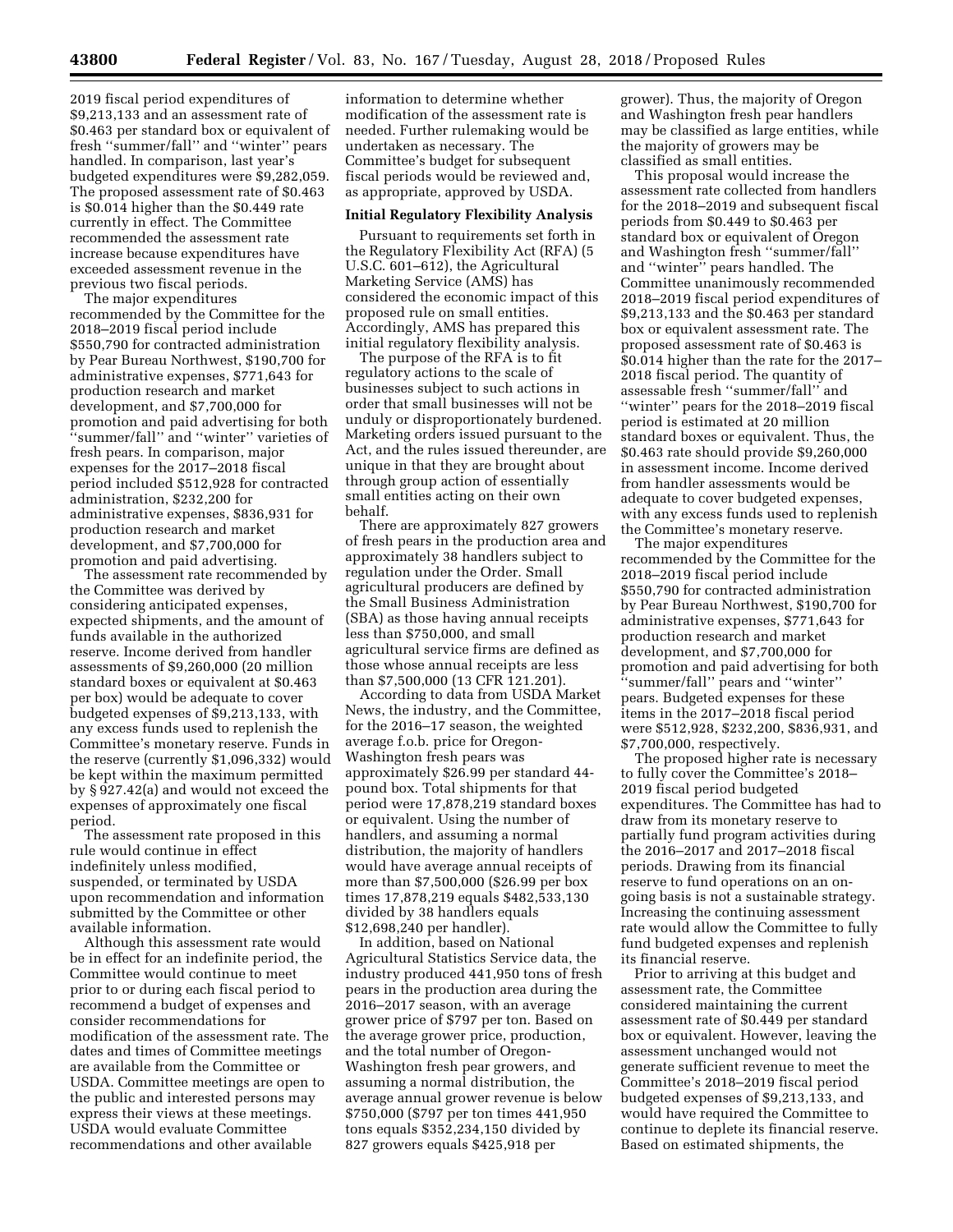2019 fiscal period expenditures of $9,213,133 and an assessment rate of $0.463 per standard box or equivalent of fresh ''summer/fall'' and ''winter'' pears handled. In comparison, last year's budgeted expenditures were $9,282,059. The proposed assessment rate of $0.463 is $0.014 higher than the $0.449 rate currently in effect. The Committee recommended the assessment rate increase because expenditures have exceeded assessment revenue in the previous two fiscal periods.

The major expenditures recommended by the Committee for the 2018–2019 fiscal period include $550,790 for contracted administration by Pear Bureau Northwest, $190,700 for administrative expenses, $771,643 for production research and market development, and $7,700,000 for promotion and paid advertising for both ''summer/fall'' and ''winter'' varieties of fresh pears. In comparison, major expenses for the 2017–2018 fiscal period included $512,928 for contracted administration, $232,200 for administrative expenses, $836,931 for production research and market development, and $7,700,000 for promotion and paid advertising.

The assessment rate recommended by the Committee was derived by considering anticipated expenses, expected shipments, and the amount of funds available in the authorized reserve. Income derived from handler assessments of $9,260,000 (20 million standard boxes or equivalent at $0.463 per box) would be adequate to cover budgeted expenses of $9,213,133, with any excess funds used to replenish the Committee's monetary reserve. Funds in the reserve (currently $1,096,332) would be kept within the maximum permitted by § 927.42(a) and would not exceed the expenses of approximately one fiscal period.

The assessment rate proposed in this rule would continue in effect indefinitely unless modified, suspended, or terminated by USDA upon recommendation and information submitted by the Committee or other available information.

Although this assessment rate would be in effect for an indefinite period, the Committee would continue to meet prior to or during each fiscal period to recommend a budget of expenses and consider recommendations for modification of the assessment rate. The dates and times of Committee meetings are available from the Committee or USDA. Committee meetings are open to the public and interested persons may express their views at these meetings. USDA would evaluate Committee recommendations and other available information to determine whether modification of the assessment rate is needed. Further rulemaking would be undertaken as necessary. The Committee's budget for subsequent fiscal periods would be reviewed and, as appropriate, approved by USDA.

## Initial Regulatory Flexibility Analysis

Pursuant to requirements set forth in the Regulatory Flexibility Act (RFA) (5 U.S.C. 601–612), the Agricultural Marketing Service (AMS) has considered the economic impact of this proposed rule on small entities. Accordingly, AMS has prepared this initial regulatory flexibility analysis.

The purpose of the RFA is to fit regulatory actions to the scale of businesses subject to such actions in order that small businesses will not be unduly or disproportionately burdened. Marketing orders issued pursuant to the Act, and the rules issued thereunder, are unique in that they are brought about through group action of essentially small entities acting on their own behalf.

There are approximately 827 growers of fresh pears in the production area and approximately 38 handlers subject to regulation under the Order. Small agricultural producers are defined by the Small Business Administration (SBA) as those having annual receipts less than $750,000, and small agricultural service firms are defined as those whose annual receipts are less than $7,500,000 (13 CFR 121.201).

According to data from USDA Market News, the industry, and the Committee, for the 2016–17 season, the weighted average f.o.b. price for Oregon-Washington fresh pears was approximately $26.99 per standard 44-pound box. Total shipments for that period were 17,878,219 standard boxes or equivalent. Using the number of handlers, and assuming a normal distribution, the majority of handlers would have average annual receipts of more than $7,500,000 ($26.99 per box times 17,878,219 equals $482,533,130 divided by 38 handlers equals $12,698,240 per handler).

In addition, based on National Agricultural Statistics Service data, the industry produced 441,950 tons of fresh pears in the production area during the 2016–2017 season, with an average grower price of $797 per ton. Based on the average grower price, production, and the total number of Oregon-Washington fresh pear growers, and assuming a normal distribution, the average annual grower revenue is below $750,000 ($797 per ton times 441,950 tons equals $352,234,150 divided by 827 growers equals $425,918 per grower). Thus, the majority of Oregon and Washington fresh pear handlers may be classified as large entities, while the majority of growers may be classified as small entities.

This proposal would increase the assessment rate collected from handlers for the 2018–2019 and subsequent fiscal periods from $0.449 to $0.463 per standard box or equivalent of Oregon and Washington fresh ''summer/fall'' and ''winter'' pears handled. The Committee unanimously recommended 2018–2019 fiscal period expenditures of $9,213,133 and the $0.463 per standard box or equivalent assessment rate. The proposed assessment rate of $0.463 is $0.014 higher than the rate for the 2017–2018 fiscal period. The quantity of assessable fresh ''summer/fall'' and ''winter'' pears for the 2018–2019 fiscal period is estimated at 20 million standard boxes or equivalent. Thus, the $0.463 rate should provide $9,260,000 in assessment income. Income derived from handler assessments would be adequate to cover budgeted expenses, with any excess funds used to replenish the Committee's monetary reserve.

The major expenditures recommended by the Committee for the 2018–2019 fiscal period include $550,790 for contracted administration by Pear Bureau Northwest, $190,700 for administrative expenses, $771,643 for production research and market development, and $7,700,000 for promotion and paid advertising for both ''summer/fall'' pears and ''winter'' pears. Budgeted expenses for these items in the 2017–2018 fiscal period were $512,928, $232,200, $836,931, and $7,700,000, respectively.

The proposed higher rate is necessary to fully cover the Committee's 2018–2019 fiscal period budgeted expenditures. The Committee has had to draw from its monetary reserve to partially fund program activities during the 2016–2017 and 2017–2018 fiscal periods. Drawing from its financial reserve to fund operations on an on-going basis is not a sustainable strategy. Increasing the continuing assessment rate would allow the Committee to fully fund budgeted expenses and replenish its financial reserve.

Prior to arriving at this budget and assessment rate, the Committee considered maintaining the current assessment rate of $0.449 per standard box or equivalent. However, leaving the assessment unchanged would not generate sufficient revenue to meet the Committee's 2018–2019 fiscal period budgeted expenses of $9,213,133, and would have required the Committee to continue to deplete its financial reserve. Based on estimated shipments, the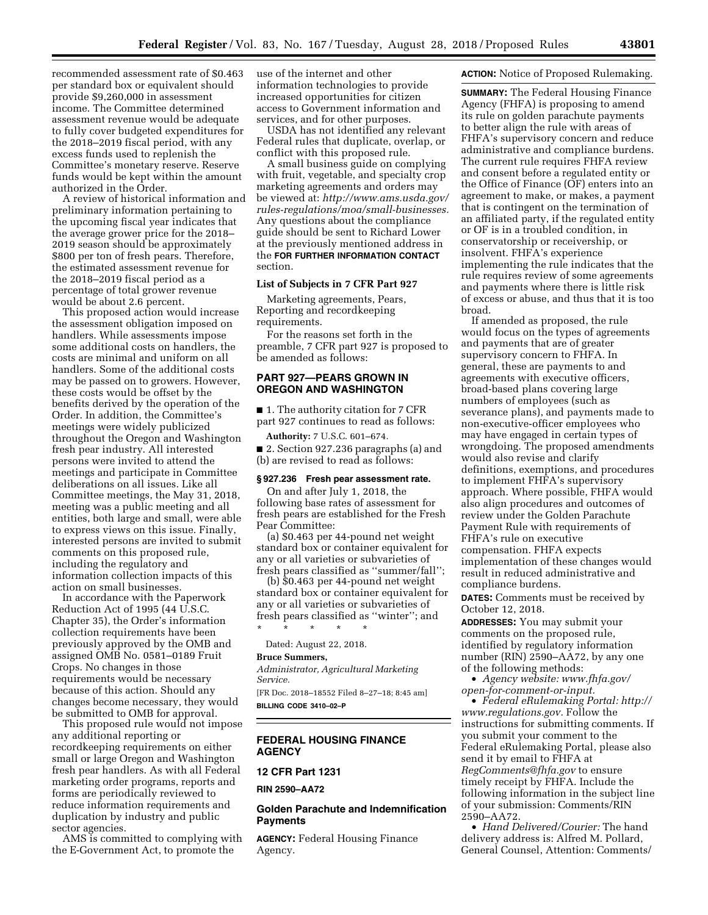recommended assessment rate of $0.463 per standard box or equivalent should provide $9,260,000 in assessment income. The Committee determined assessment revenue would be adequate to fully cover budgeted expenditures for the 2018–2019 fiscal period, with any excess funds used to replenish the Committee's monetary reserve. Reserve funds would be kept within the amount authorized in the Order.

A review of historical information and preliminary information pertaining to the upcoming fiscal year indicates that the average grower price for the 2018–2019 season should be approximately $800 per ton of fresh pears. Therefore, the estimated assessment revenue for the 2018–2019 fiscal period as a percentage of total grower revenue would be about 2.6 percent.

This proposed action would increase the assessment obligation imposed on handlers. While assessments impose some additional costs on handlers, the costs are minimal and uniform on all handlers. Some of the additional costs may be passed on to growers. However, these costs would be offset by the benefits derived by the operation of the Order. In addition, the Committee's meetings were widely publicized throughout the Oregon and Washington fresh pear industry. All interested persons were invited to attend the meetings and participate in Committee deliberations on all issues. Like all Committee meetings, the May 31, 2018, meeting was a public meeting and all entities, both large and small, were able to express views on this issue. Finally, interested persons are invited to submit comments on this proposed rule, including the regulatory and information collection impacts of this action on small businesses.

In accordance with the Paperwork Reduction Act of 1995 (44 U.S.C. Chapter 35), the Order's information collection requirements have been previously approved by the OMB and assigned OMB No. 0581–0189 Fruit Crops. No changes in those requirements would be necessary because of this action. Should any changes become necessary, they would be submitted to OMB for approval.

This proposed rule would not impose any additional reporting or recordkeeping requirements on either small or large Oregon and Washington fresh pear handlers. As with all Federal marketing order programs, reports and forms are periodically reviewed to reduce information requirements and duplication by industry and public sector agencies.

AMS is committed to complying with the E-Government Act, to promote the use of the internet and other information technologies to provide increased opportunities for citizen access to Government information and services, and for other purposes.

USDA has not identified any relevant Federal rules that duplicate, overlap, or conflict with this proposed rule.

A small business guide on complying with fruit, vegetable, and specialty crop marketing agreements and orders may be viewed at: *http://www.ams.usda.gov/rules-regulations/moa/small-businesses.* Any questions about the compliance guide should be sent to Richard Lower at the previously mentioned address in the **FOR FURTHER INFORMATION CONTACT** section.

### List of Subjects in 7 CFR Part 927

Marketing agreements, Pears, Reporting and recordkeeping requirements.

For the reasons set forth in the preamble, 7 CFR part 927 is proposed to be amended as follows:

## PART 927—PEARS GROWN IN OREGON AND WASHINGTON

■ 1. The authority citation for 7 CFR part 927 continues to read as follows:

**Authority:** 7 U.S.C. 601–674.

■ 2. Section 927.236 paragraphs (a) and (b) are revised to read as follows:

### § 927.236 Fresh pear assessment rate.

On and after July 1, 2018, the following base rates of assessment for fresh pears are established for the Fresh Pear Committee:

(a) $0.463 per 44-pound net weight standard box or container equivalent for any or all varieties or subvarieties of fresh pears classified as ''summer/fall'';

(b) $0.463 per 44-pound net weight standard box or container equivalent for any or all varieties or subvarieties of fresh pears classified as ''winter''; and

\* \* \* \* \*

Dated: August 22, 2018.

**Bruce Summers,**

*Administrator, Agricultural Marketing Service.*

[FR Doc. 2018–18552 Filed 8–27–18; 8:45 am]

**BILLING CODE 3410–02–P**

## FEDERAL HOUSING FINANCE AGENCY

### 12 CFR Part 1231

### RIN 2590–AA72

## Golden Parachute and Indemnification Payments

**AGENCY:** Federal Housing Finance Agency.

**ACTION:** Notice of Proposed Rulemaking.

**SUMMARY:** The Federal Housing Finance Agency (FHFA) is proposing to amend its rule on golden parachute payments to better align the rule with areas of FHFA's supervisory concern and reduce administrative and compliance burdens. The current rule requires FHFA review and consent before a regulated entity or the Office of Finance (OF) enters into an agreement to make, or makes, a payment that is contingent on the termination of an affiliated party, if the regulated entity or OF is in a troubled condition, in conservatorship or receivership, or insolvent. FHFA's experience implementing the rule indicates that the rule requires review of some agreements and payments where there is little risk of excess or abuse, and thus that it is too broad.

If amended as proposed, the rule would focus on the types of agreements and payments that are of greater supervisory concern to FHFA. In general, these are payments to and agreements with executive officers, broad-based plans covering large numbers of employees (such as severance plans), and payments made to non-executive-officer employees who may have engaged in certain types of wrongdoing. The proposed amendments would also revise and clarify definitions, exemptions, and procedures to implement FHFA's supervisory approach. Where possible, FHFA would also align procedures and outcomes of review under the Golden Parachute Payment Rule with requirements of FHFA's rule on executive compensation. FHFA expects implementation of these changes would result in reduced administrative and compliance burdens.

**DATES:** Comments must be received by October 12, 2018.

**ADDRESSES:** You may submit your comments on the proposed rule, identified by regulatory information number (RIN) 2590–AA72, by any one of the following methods:

- *Agency website: www.fhfa.gov/open-for-comment-or-input.*
- *Federal eRulemaking Portal: http://www.regulations.gov.* Follow the instructions for submitting comments. If you submit your comment to the Federal eRulemaking Portal, please also send it by email to FHFA at *RegComments@fhfa.gov* to ensure timely receipt by FHFA. Include the following information in the subject line of your submission: Comments/RIN 2590–AA72.
- *Hand Delivered/Courier:* The hand delivery address is: Alfred M. Pollard, General Counsel, Attention: Comments/